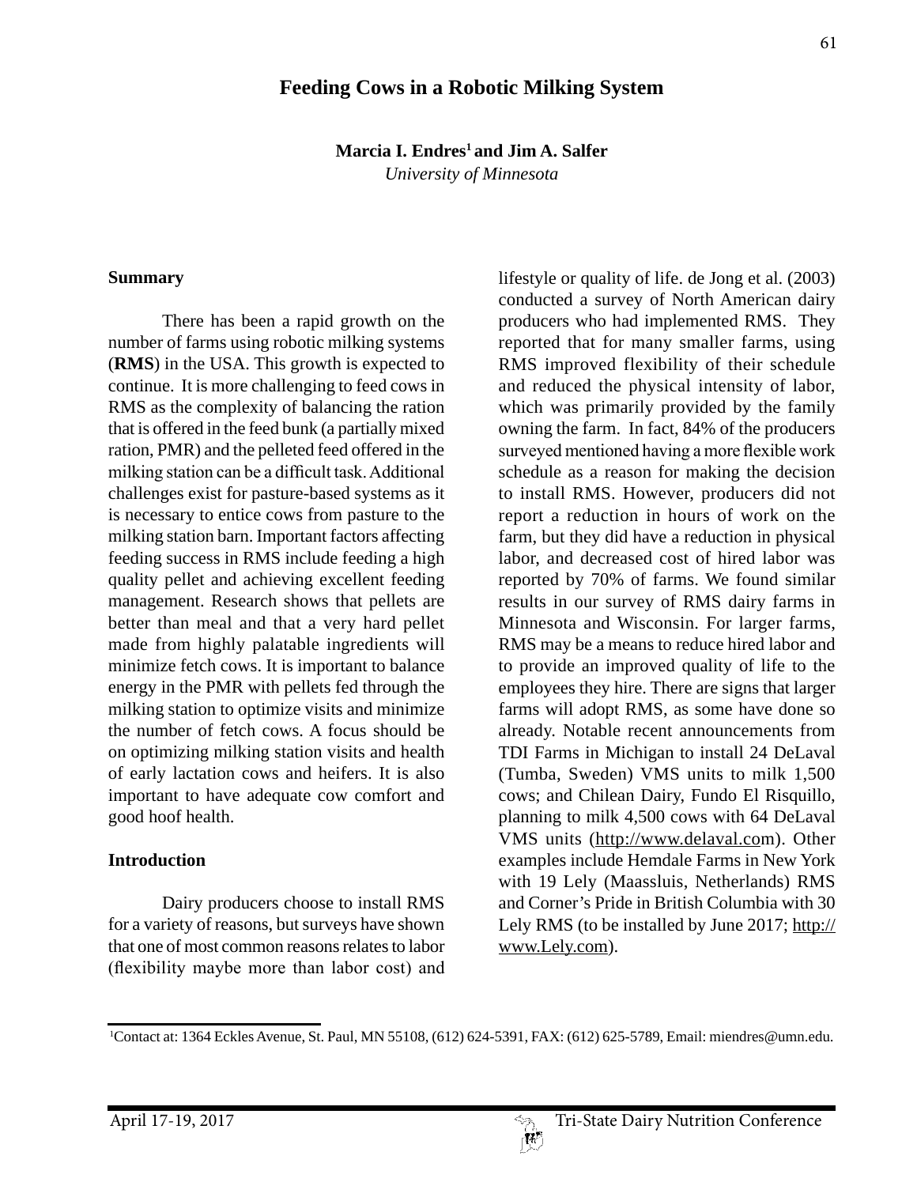# Feeding Cows in a Robotic Milking System

**Marcia I. Endres[1] and Jim A. Salfer**

*University of Minnesota*

## Summary

There has been a rapid growth on the number of farms using robotic milking systems (**RMS**) in the USA. This growth is expected to continue. It is more challenging to feed cows in RMS as the complexity of balancing the ration that is offered in the feed bunk (a partially mixed ration, PMR) and the pelleted feed offered in the milking station can be a difficult task. Additional challenges exist for pasture-based systems as it is necessary to entice cows from pasture to the milking station barn. Important factors affecting feeding success in RMS include feeding a high quality pellet and achieving excellent feeding management. Research shows that pellets are better than meal and that a very hard pellet made from highly palatable ingredients will minimize fetch cows. It is important to balance energy in the PMR with pellets fed through the milking station to optimize visits and minimize the number of fetch cows. A focus should be on optimizing milking station visits and health of early lactation cows and heifers. It is also important to have adequate cow comfort and good hoof health.

## Introduction

Dairy producers choose to install RMS for a variety of reasons, but surveys have shown that one of most common reasons relates to labor (flexibility maybe more than labor cost) and lifestyle or quality of life. de Jong et al. (2003) conducted a survey of North American dairy producers who had implemented RMS. They reported that for many smaller farms, using RMS improved flexibility of their schedule and reduced the physical intensity of labor, which was primarily provided by the family owning the farm. In fact, 84% of the producers surveyed mentioned having a more flexible work schedule as a reason for making the decision to install RMS. However, producers did not report a reduction in hours of work on the farm, but they did have a reduction in physical labor, and decreased cost of hired labor was reported by 70% of farms. We found similar results in our survey of RMS dairy farms in Minnesota and Wisconsin. For larger farms, RMS may be a means to reduce hired labor and to provide an improved quality of life to the employees they hire. There are signs that larger farms will adopt RMS, as some have done so already. Notable recent announcements from TDI Farms in Michigan to install 24 DeLaval (Tumba, Sweden) VMS units to milk 1,500 cows; and Chilean Dairy, Fundo El Risquillo, planning to milk 4,500 cows with 64 DeLaval VMS units (http://www.delaval.com). Other examples include Hemdale Farms in New York with 19 Lely (Maassluis, Netherlands) RMS and Corner's Pride in British Columbia with 30 Lely RMS (to be installed by June 2017; http://www.Lely.com).

---

[1]Contact at: 1364 Eckles Avenue, St. Paul, MN 55108, (612) 624-5391, FAX: (612) 625-5789, Email: miendres@umn.edu.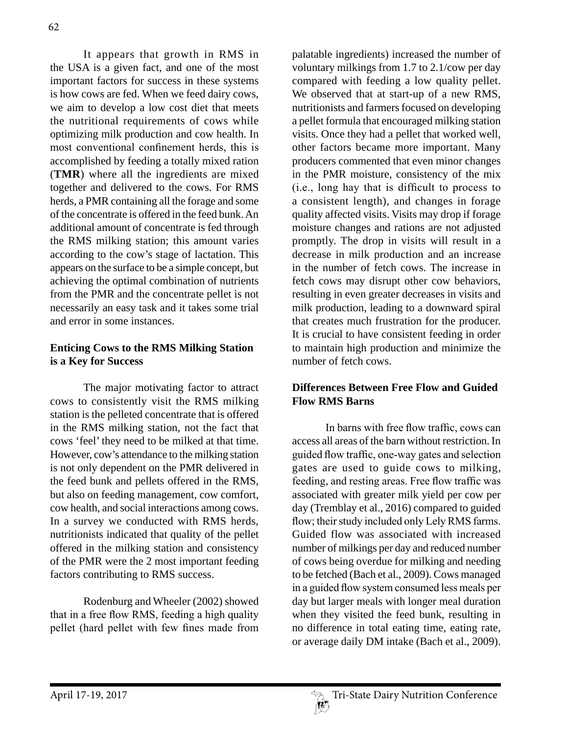It appears that growth in RMS in the USA is a given fact, and one of the most important factors for success in these systems is how cows are fed. When we feed dairy cows, we aim to develop a low cost diet that meets the nutritional requirements of cows while optimizing milk production and cow health. In most conventional confinement herds, this is accomplished by feeding a totally mixed ration (**TMR**) where all the ingredients are mixed together and delivered to the cows. For RMS herds, a PMR containing all the forage and some of the concentrate is offered in the feed bunk. An additional amount of concentrate is fed through the RMS milking station; this amount varies according to the cow's stage of lactation. This appears on the surface to be a simple concept, but achieving the optimal combination of nutrients from the PMR and the concentrate pellet is not necessarily an easy task and it takes some trial and error in some instances.

## Enticing Cows to the RMS Milking Station is a Key for Success

The major motivating factor to attract cows to consistently visit the RMS milking station is the pelleted concentrate that is offered in the RMS milking station, not the fact that cows 'feel' they need to be milked at that time. However, cow's attendance to the milking station is not only dependent on the PMR delivered in the feed bunk and pellets offered in the RMS, but also on feeding management, cow comfort, cow health, and social interactions among cows. In a survey we conducted with RMS herds, nutritionists indicated that quality of the pellet offered in the milking station and consistency of the PMR were the 2 most important feeding factors contributing to RMS success.

Rodenburg and Wheeler (2002) showed that in a free flow RMS, feeding a high quality pellet (hard pellet with few fines made from palatable ingredients) increased the number of voluntary milkings from 1.7 to 2.1/cow per day compared with feeding a low quality pellet. We observed that at start-up of a new RMS, nutritionists and farmers focused on developing a pellet formula that encouraged milking station visits. Once they had a pellet that worked well, other factors became more important. Many producers commented that even minor changes in the PMR moisture, consistency of the mix (i.e., long hay that is difficult to process to a consistent length), and changes in forage quality affected visits. Visits may drop if forage moisture changes and rations are not adjusted promptly. The drop in visits will result in a decrease in milk production and an increase in the number of fetch cows. The increase in fetch cows may disrupt other cow behaviors, resulting in even greater decreases in visits and milk production, leading to a downward spiral that creates much frustration for the producer. It is crucial to have consistent feeding in order to maintain high production and minimize the number of fetch cows.

## Differences Between Free Flow and Guided Flow RMS Barns

In barns with free flow traffic, cows can access all areas of the barn without restriction. In guided flow traffic, one-way gates and selection gates are used to guide cows to milking, feeding, and resting areas. Free flow traffic was associated with greater milk yield per cow per day (Tremblay et al., 2016) compared to guided flow; their study included only Lely RMS farms. Guided flow was associated with increased number of milkings per day and reduced number of cows being overdue for milking and needing to be fetched (Bach et al., 2009). Cows managed in a guided flow system consumed less meals per day but larger meals with longer meal duration when they visited the feed bunk, resulting in no difference in total eating time, eating rate, or average daily DM intake (Bach et al., 2009).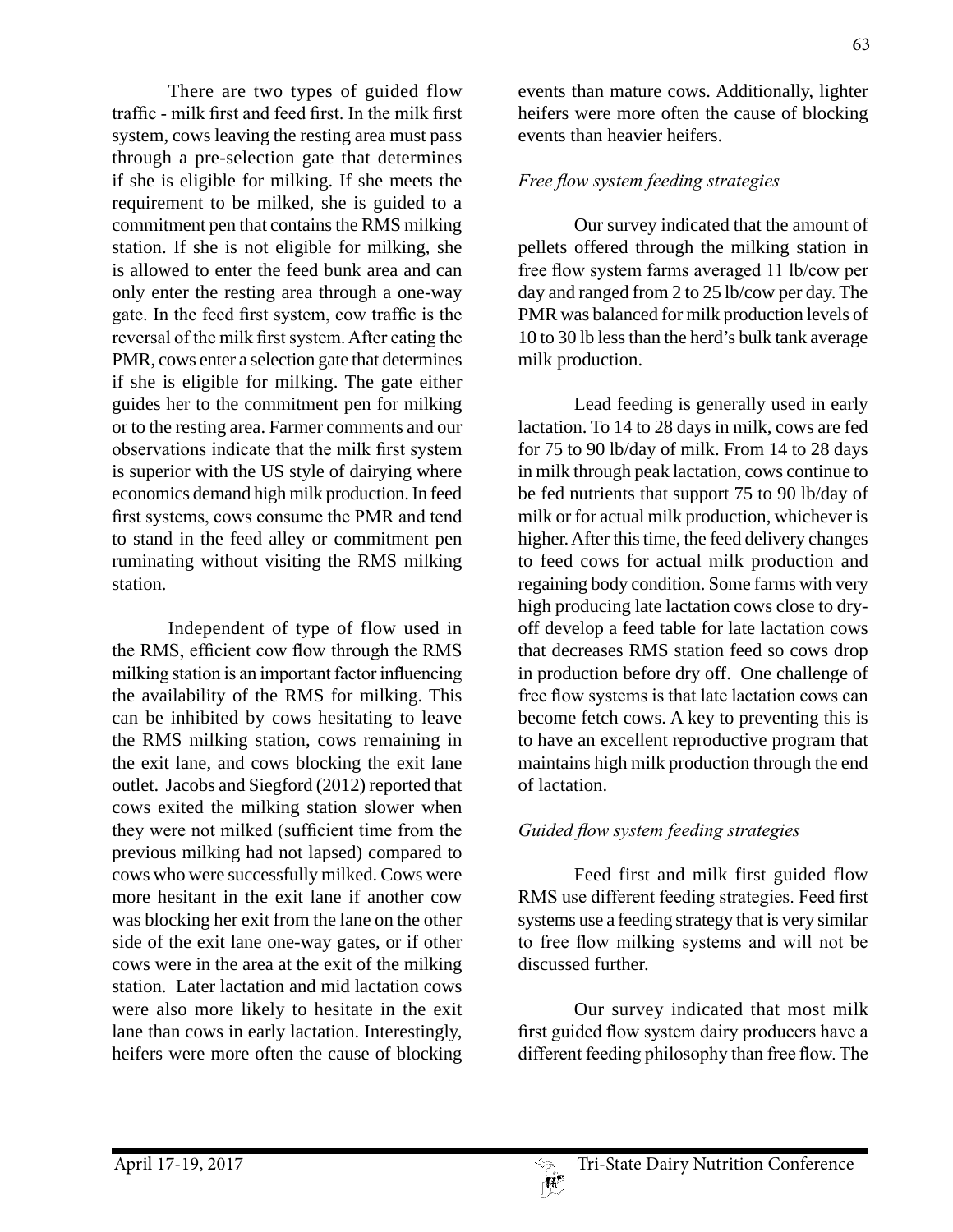There are two types of guided flow traffic - milk first and feed first. In the milk first system, cows leaving the resting area must pass through a pre-selection gate that determines if she is eligible for milking. If she meets the requirement to be milked, she is guided to a commitment pen that contains the RMS milking station. If she is not eligible for milking, she is allowed to enter the feed bunk area and can only enter the resting area through a one-way gate. In the feed first system, cow traffic is the reversal of the milk first system. After eating the PMR, cows enter a selection gate that determines if she is eligible for milking. The gate either guides her to the commitment pen for milking or to the resting area. Farmer comments and our observations indicate that the milk first system is superior with the US style of dairying where economics demand high milk production. In feed first systems, cows consume the PMR and tend to stand in the feed alley or commitment pen ruminating without visiting the RMS milking station.

Independent of type of flow used in the RMS, efficient cow flow through the RMS milking station is an important factor influencing the availability of the RMS for milking. This can be inhibited by cows hesitating to leave the RMS milking station, cows remaining in the exit lane, and cows blocking the exit lane outlet. Jacobs and Siegford (2012) reported that cows exited the milking station slower when they were not milked (sufficient time from the previous milking had not lapsed) compared to cows who were successfully milked. Cows were more hesitant in the exit lane if another cow was blocking her exit from the lane on the other side of the exit lane one-way gates, or if other cows were in the area at the exit of the milking station. Later lactation and mid lactation cows were also more likely to hesitate in the exit lane than cows in early lactation. Interestingly, heifers were more often the cause of blocking events than mature cows. Additionally, lighter heifers were more often the cause of blocking events than heavier heifers.

*Free flow system feeding strategies*

Our survey indicated that the amount of pellets offered through the milking station in free flow system farms averaged 11 lb/cow per day and ranged from 2 to 25 lb/cow per day. The PMR was balanced for milk production levels of 10 to 30 lb less than the herd's bulk tank average milk production.

Lead feeding is generally used in early lactation. To 14 to 28 days in milk, cows are fed for 75 to 90 lb/day of milk. From 14 to 28 days in milk through peak lactation, cows continue to be fed nutrients that support 75 to 90 lb/day of milk or for actual milk production, whichever is higher. After this time, the feed delivery changes to feed cows for actual milk production and regaining body condition. Some farms with very high producing late lactation cows close to dry-off develop a feed table for late lactation cows that decreases RMS station feed so cows drop in production before dry off. One challenge of free flow systems is that late lactation cows can become fetch cows. A key to preventing this is to have an excellent reproductive program that maintains high milk production through the end of lactation.

*Guided flow system feeding strategies*

Feed first and milk first guided flow RMS use different feeding strategies. Feed first systems use a feeding strategy that is very similar to free flow milking systems and will not be discussed further.

Our survey indicated that most milk first guided flow system dairy producers have a different feeding philosophy than free flow. The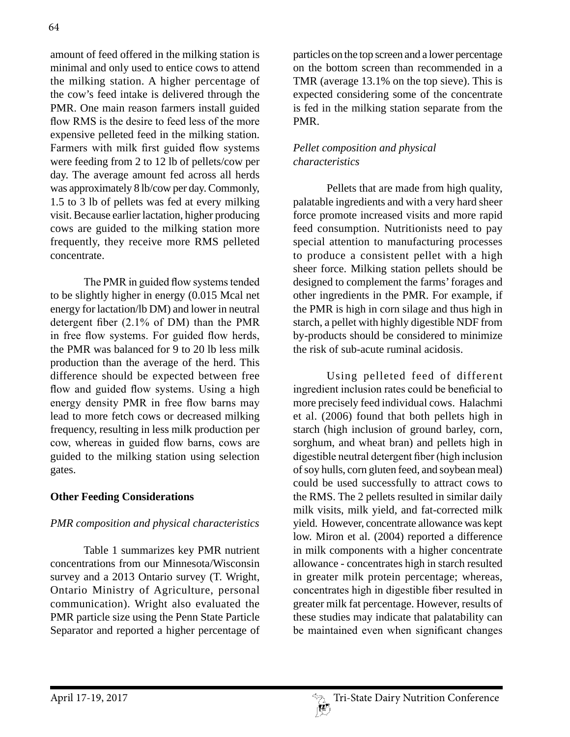amount of feed offered in the milking station is minimal and only used to entice cows to attend the milking station. A higher percentage of the cow's feed intake is delivered through the PMR. One main reason farmers install guided flow RMS is the desire to feed less of the more expensive pelleted feed in the milking station. Farmers with milk first guided flow systems were feeding from 2 to 12 lb of pellets/cow per day. The average amount fed across all herds was approximately 8 lb/cow per day. Commonly, 1.5 to 3 lb of pellets was fed at every milking visit. Because earlier lactation, higher producing cows are guided to the milking station more frequently, they receive more RMS pelleted concentrate.

The PMR in guided flow systems tended to be slightly higher in energy (0.015 Mcal net energy for lactation/lb DM) and lower in neutral detergent fiber (2.1% of DM) than the PMR in free flow systems. For guided flow herds, the PMR was balanced for 9 to 20 lb less milk production than the average of the herd. This difference should be expected between free flow and guided flow systems. Using a high energy density PMR in free flow barns may lead to more fetch cows or decreased milking frequency, resulting in less milk production per cow, whereas in guided flow barns, cows are guided to the milking station using selection gates.

## Other Feeding Considerations

### *PMR composition and physical characteristics*

Table 1 summarizes key PMR nutrient concentrations from our Minnesota/Wisconsin survey and a 2013 Ontario survey (T. Wright, Ontario Ministry of Agriculture, personal communication). Wright also evaluated the PMR particle size using the Penn State Particle Separator and reported a higher percentage of particles on the top screen and a lower percentage on the bottom screen than recommended in a TMR (average 13.1% on the top sieve). This is expected considering some of the concentrate is fed in the milking station separate from the PMR.

### *Pellet composition and physical characteristics*

Pellets that are made from high quality, palatable ingredients and with a very hard sheer force promote increased visits and more rapid feed consumption. Nutritionists need to pay special attention to manufacturing processes to produce a consistent pellet with a high sheer force. Milking station pellets should be designed to complement the farms' forages and other ingredients in the PMR. For example, if the PMR is high in corn silage and thus high in starch, a pellet with highly digestible NDF from by-products should be considered to minimize the risk of sub-acute ruminal acidosis.

Using pelleted feed of different ingredient inclusion rates could be beneficial to more precisely feed individual cows. Halachmi et al. (2006) found that both pellets high in starch (high inclusion of ground barley, corn, sorghum, and wheat bran) and pellets high in digestible neutral detergent fiber (high inclusion of soy hulls, corn gluten feed, and soybean meal) could be used successfully to attract cows to the RMS. The 2 pellets resulted in similar daily milk visits, milk yield, and fat-corrected milk yield. However, concentrate allowance was kept low. Miron et al. (2004) reported a difference in milk components with a higher concentrate allowance - concentrates high in starch resulted in greater milk protein percentage; whereas, concentrates high in digestible fiber resulted in greater milk fat percentage. However, results of these studies may indicate that palatability can be maintained even when significant changes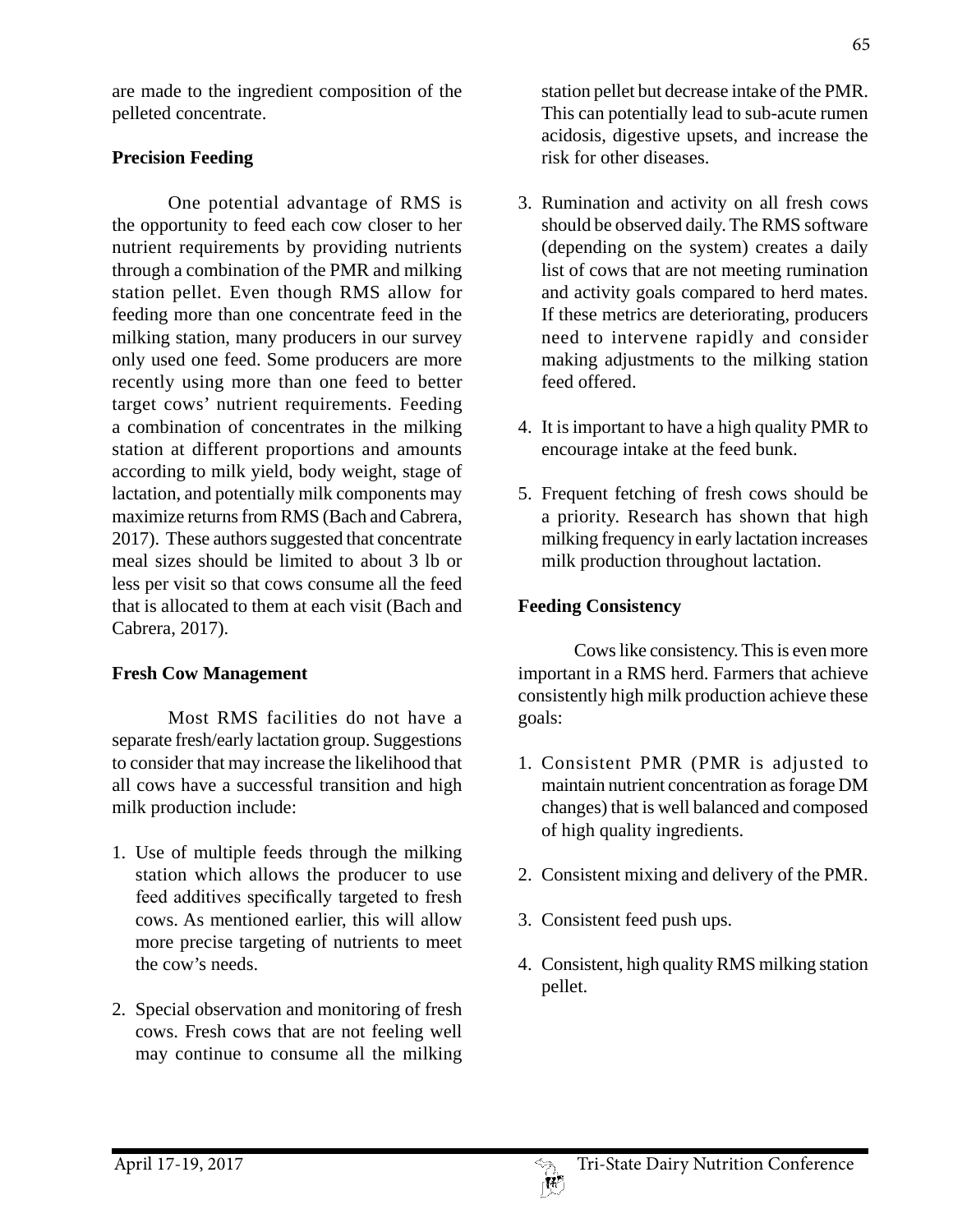are made to the ingredient composition of the pelleted concentrate.

### Precision Feeding

One potential advantage of RMS is the opportunity to feed each cow closer to her nutrient requirements by providing nutrients through a combination of the PMR and milking station pellet. Even though RMS allow for feeding more than one concentrate feed in the milking station, many producers in our survey only used one feed. Some producers are more recently using more than one feed to better target cows' nutrient requirements. Feeding a combination of concentrates in the milking station at different proportions and amounts according to milk yield, body weight, stage of lactation, and potentially milk components may maximize returns from RMS (Bach and Cabrera, 2017). These authors suggested that concentrate meal sizes should be limited to about 3 lb or less per visit so that cows consume all the feed that is allocated to them at each visit (Bach and Cabrera, 2017).

### Fresh Cow Management

Most RMS facilities do not have a separate fresh/early lactation group. Suggestions to consider that may increase the likelihood that all cows have a successful transition and high milk production include:

1. Use of multiple feeds through the milking station which allows the producer to use feed additives specifically targeted to fresh cows. As mentioned earlier, this will allow more precise targeting of nutrients to meet the cow's needs.

2. Special observation and monitoring of fresh cows. Fresh cows that are not feeling well may continue to consume all the milking station pellet but decrease intake of the PMR. This can potentially lead to sub-acute rumen acidosis, digestive upsets, and increase the risk for other diseases.

3. Rumination and activity on all fresh cows should be observed daily. The RMS software (depending on the system) creates a daily list of cows that are not meeting rumination and activity goals compared to herd mates. If these metrics are deteriorating, producers need to intervene rapidly and consider making adjustments to the milking station feed offered.

4. It is important to have a high quality PMR to encourage intake at the feed bunk.

5. Frequent fetching of fresh cows should be a priority. Research has shown that high milking frequency in early lactation increases milk production throughout lactation.

### Feeding Consistency

Cows like consistency. This is even more important in a RMS herd. Farmers that achieve consistently high milk production achieve these goals:

1. Consistent PMR (PMR is adjusted to maintain nutrient concentration as forage DM changes) that is well balanced and composed of high quality ingredients.

2. Consistent mixing and delivery of the PMR.

3. Consistent feed push ups.

4. Consistent, high quality RMS milking station pellet.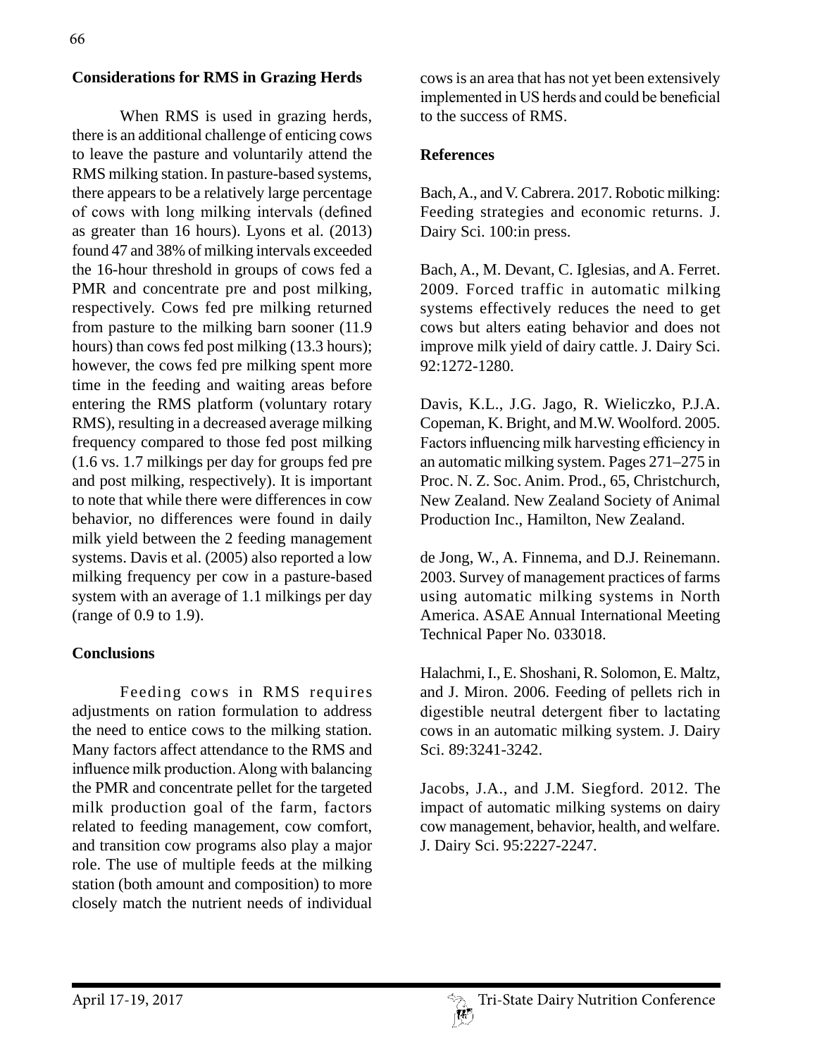## Considerations for RMS in Grazing Herds

When RMS is used in grazing herds, there is an additional challenge of enticing cows to leave the pasture and voluntarily attend the RMS milking station. In pasture-based systems, there appears to be a relatively large percentage of cows with long milking intervals (defined as greater than 16 hours). Lyons et al. (2013) found 47 and 38% of milking intervals exceeded the 16-hour threshold in groups of cows fed a PMR and concentrate pre and post milking, respectively. Cows fed pre milking returned from pasture to the milking barn sooner (11.9 hours) than cows fed post milking (13.3 hours); however, the cows fed pre milking spent more time in the feeding and waiting areas before entering the RMS platform (voluntary rotary RMS), resulting in a decreased average milking frequency compared to those fed post milking (1.6 vs. 1.7 milkings per day for groups fed pre and post milking, respectively). It is important to note that while there were differences in cow behavior, no differences were found in daily milk yield between the 2 feeding management systems. Davis et al. (2005) also reported a low milking frequency per cow in a pasture-based system with an average of 1.1 milkings per day (range of 0.9 to 1.9).

## Conclusions

Feeding cows in RMS requires adjustments on ration formulation to address the need to entice cows to the milking station. Many factors affect attendance to the RMS and influence milk production. Along with balancing the PMR and concentrate pellet for the targeted milk production goal of the farm, factors related to feeding management, cow comfort, and transition cow programs also play a major role. The use of multiple feeds at the milking station (both amount and composition) to more closely match the nutrient needs of individual cows is an area that has not yet been extensively implemented in US herds and could be beneficial to the success of RMS.

## References

Bach, A., and V. Cabrera. 2017. Robotic milking: Feeding strategies and economic returns. J. Dairy Sci. 100:in press.

Bach, A., M. Devant, C. Iglesias, and A. Ferret. 2009. Forced traffic in automatic milking systems effectively reduces the need to get cows but alters eating behavior and does not improve milk yield of dairy cattle. J. Dairy Sci. 92:1272-1280.

Davis, K.L., J.G. Jago, R. Wieliczko, P.J.A. Copeman, K. Bright, and M.W. Woolford. 2005. Factors influencing milk harvesting efficiency in an automatic milking system. Pages 271–275 in Proc. N. Z. Soc. Anim. Prod., 65, Christchurch, New Zealand. New Zealand Society of Animal Production Inc., Hamilton, New Zealand.

de Jong, W., A. Finnema, and D.J. Reinemann. 2003. Survey of management practices of farms using automatic milking systems in North America. ASAE Annual International Meeting Technical Paper No. 033018.

Halachmi, I., E. Shoshani, R. Solomon, E. Maltz, and J. Miron. 2006. Feeding of pellets rich in digestible neutral detergent fiber to lactating cows in an automatic milking system. J. Dairy Sci. 89:3241-3242.

Jacobs, J.A., and J.M. Siegford. 2012. The impact of automatic milking systems on dairy cow management, behavior, health, and welfare. J. Dairy Sci. 95:2227-2247.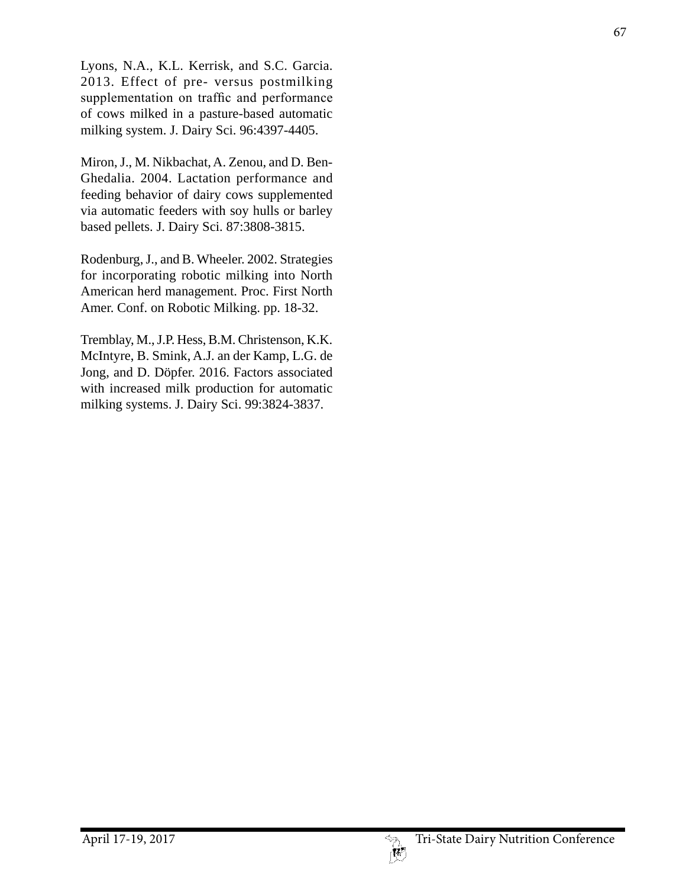Lyons, N.A., K.L. Kerrisk, and S.C. Garcia. 2013. Effect of pre- versus postmilking supplementation on traffic and performance of cows milked in a pasture-based automatic milking system. J. Dairy Sci. 96:4397-4405.

Miron, J., M. Nikbachat, A. Zenou, and D. Ben-Ghedalia. 2004. Lactation performance and feeding behavior of dairy cows supplemented via automatic feeders with soy hulls or barley based pellets. J. Dairy Sci. 87:3808-3815.

Rodenburg, J., and B. Wheeler. 2002. Strategies for incorporating robotic milking into North American herd management. Proc. First North Amer. Conf. on Robotic Milking. pp. 18-32.

Tremblay, M., J.P. Hess, B.M. Christenson, K.K. McIntyre, B. Smink, A.J. an der Kamp, L.G. de Jong, and D. Döpfer. 2016. Factors associated with increased milk production for automatic milking systems. J. Dairy Sci. 99:3824-3837.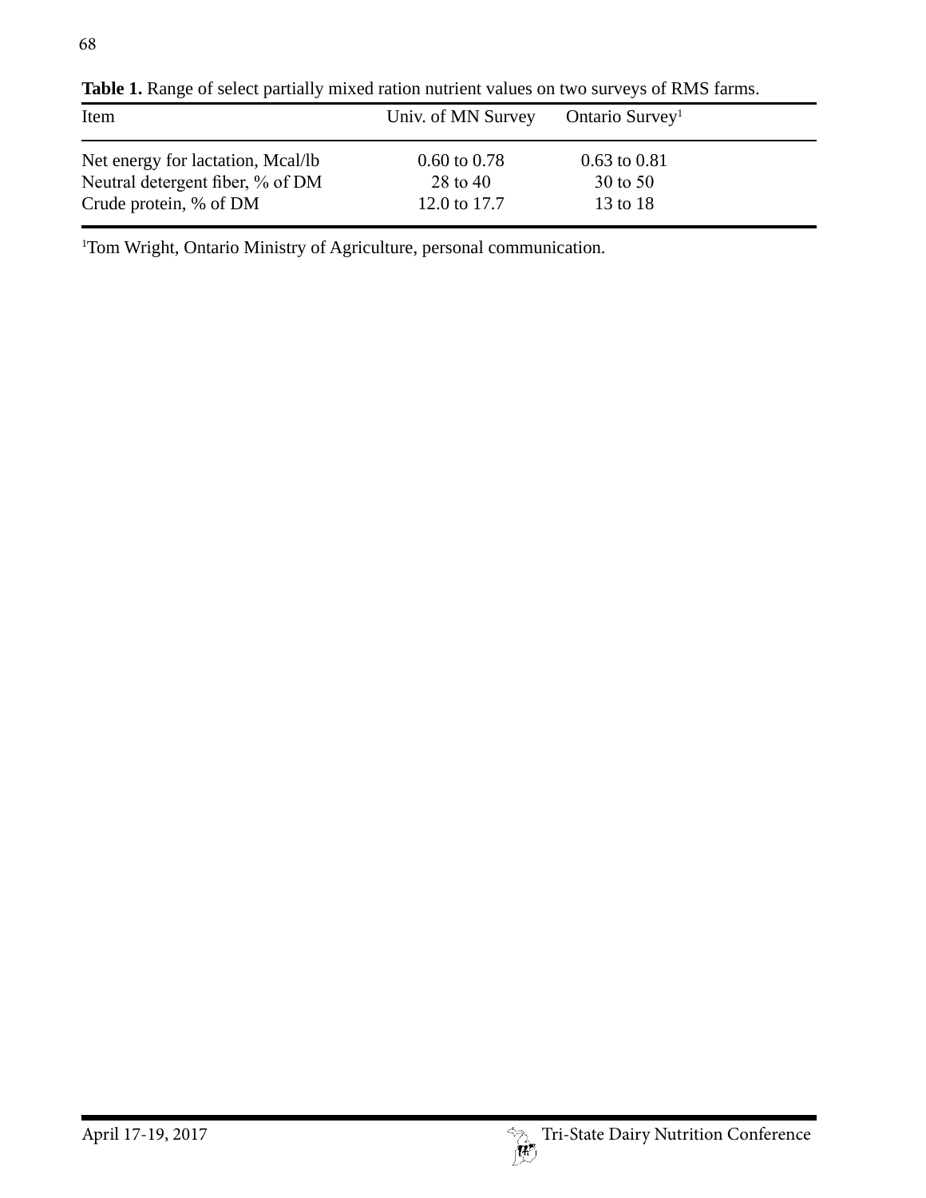**Table 1.** Range of select partially mixed ration nutrient values on two surveys of RMS farms.

| Item | Univ. of MN Survey | Ontario Survey[1] |
|---|---|---|
| Net energy for lactation, Mcal/lb | 0.60 to 0.78 | 0.63 to 0.81 |
| Neutral detergent fiber, % of DM | 28 to 40 | 30 to 50 |
| Crude protein, % of DM | 12.0 to 17.7 | 13 to 18 |

[1]Tom Wright, Ontario Ministry of Agriculture, personal communication.